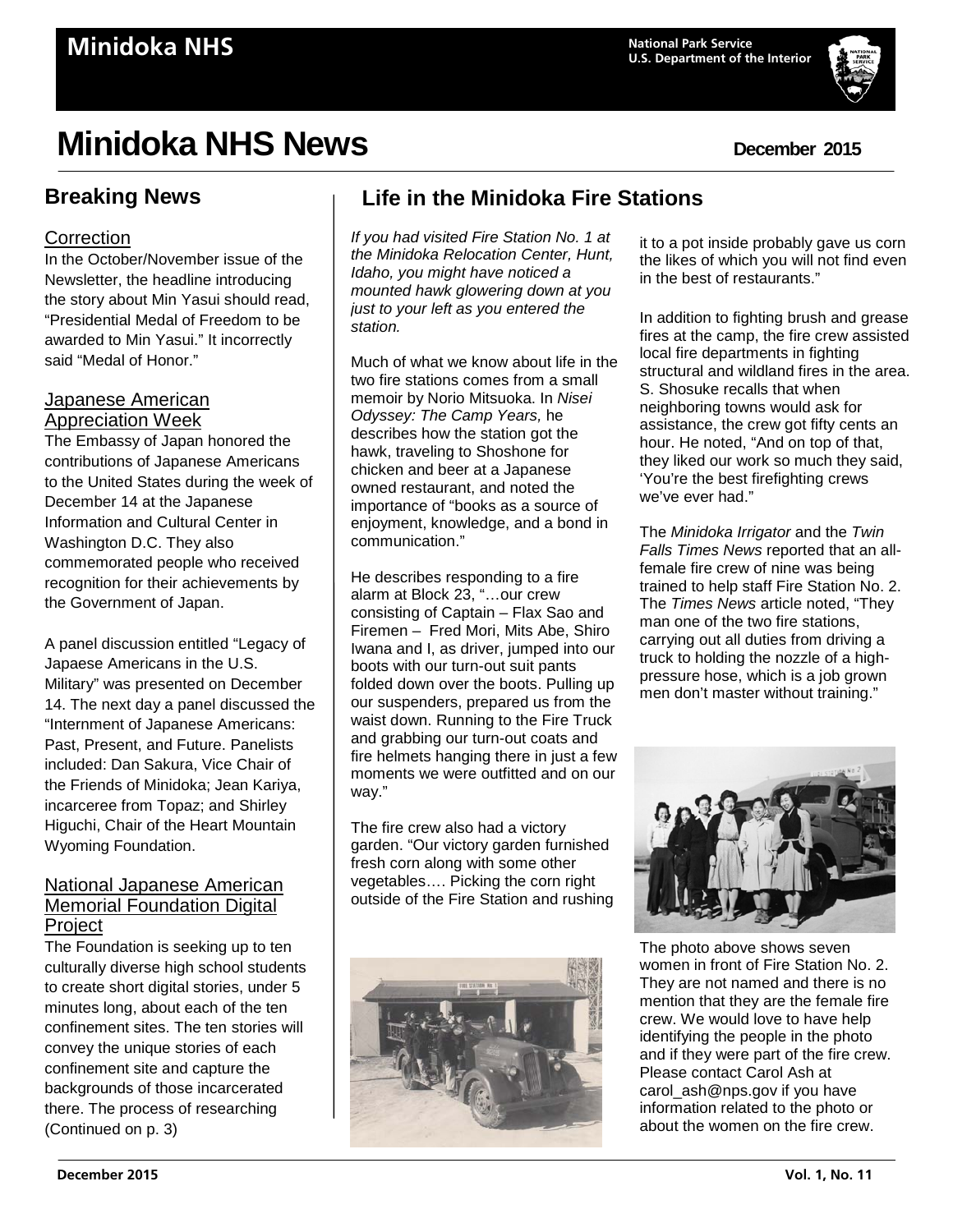# Minidoka NHS News

December 2015

## Breaking News

### Correction

In the October/November issue of the Newsletter, the headline introducing the story about Min Yasui should read, "Presidential Medal of Freedom to be awarded to Min Yasui." It incorrectly said "Medal of Honor."

### Japanese American Appreciation Week

The Embassy of Japan honored the contributions of Japanese Americans to the United States during the week of December 14 at the Japanese Information and Cultural Center in Washington D.C. They also commemorated people who received recognition for their achievements by the Government of Japan.

A panel discussion entitled "Legacy of Japaese Americans in the U.S. Military" was presented on December 14. The next day a panel discussed the "Internment of Japanese Americans: Past, Present, and Future. Panelists included: Dan Sakura, Vice Chair of the Friends of Minidoka; Jean Kariya, incarceree from Topaz; and Shirley Higuchi, Chair of the Heart Mountain Wyoming Foundation.

### National Japanese American Memorial Foundation Digital Project

The Foundation is seeking up to ten culturally diverse high school students to create short digital stories, under 5 minutes long, about each of the ten confinement sites. The ten stories will convey the unique stories of each confinement site and capture the backgrounds of those incarcerated there. The process of researching (Continued on p. 3)

## Life in the Minidoka Fire Stations

*If you had visited Fire Station No. 1 at the Minidoka Relocation Center, Hunt, Idaho, you might have noticed a mounted hawk glowering down at you just to your left as you entered the station.*

Much of what we know about life in the two fire stations comes from a small memoir by Norio Mitsuoka. In *Nisei Odyssey: The Camp Years,* he describes how the station got the hawk, traveling to Shoshone for chicken and beer at a Japanese owned restaurant, and noted the importance of "books as a source of enjoyment, knowledge, and a bond in communication."

He describes responding to a fire alarm at Block 23, "…our crew consisting of Captain – Flax Sao and Firemen – Fred Mori, Mits Abe, Shiro Iwana and I, as driver, jumped into our boots with our turn-out suit pants folded down over the boots. Pulling up our suspenders, prepared us from the waist down. Running to the Fire Truck and grabbing our turn-out coats and fire helmets hanging there in just a few moments we were outfitted and on our way."

The fire crew also had a victory garden. "Our victory garden furnished fresh corn along with some other vegetables…. Picking the corn right outside of the Fire Station and rushing it to a pot inside probably gave us corn the likes of which you will not find even in the best of restaurants."

In addition to fighting brush and grease fires at the camp, the fire crew assisted local fire departments in fighting structural and wildland fires in the area. S. Shosuke recalls that when neighboring towns would ask for assistance, the crew got fifty cents an hour. He noted, "And on top of that, they liked our work so much they said, 'You're the best firefighting crews we've ever had."

The *Minidoka Irrigator* and the *Twin Falls Times News* reported that an all-female fire crew of nine was being trained to help staff Fire Station No. 2. The *Times News* article noted, "They man one of the two fire stations, carrying out all duties from driving a truck to holding the nozzle of a high-pressure hose, which is a job grown men don't master without training."

The photo above shows seven women in front of Fire Station No. 2. They are not named and there is no mention that they are the female fire crew. We would love to have help identifying the people in the photo and if they were part of the fire crew. Please contact Carol Ash at carol_ash@nps.gov if you have information related to the photo or about the women on the fire crew.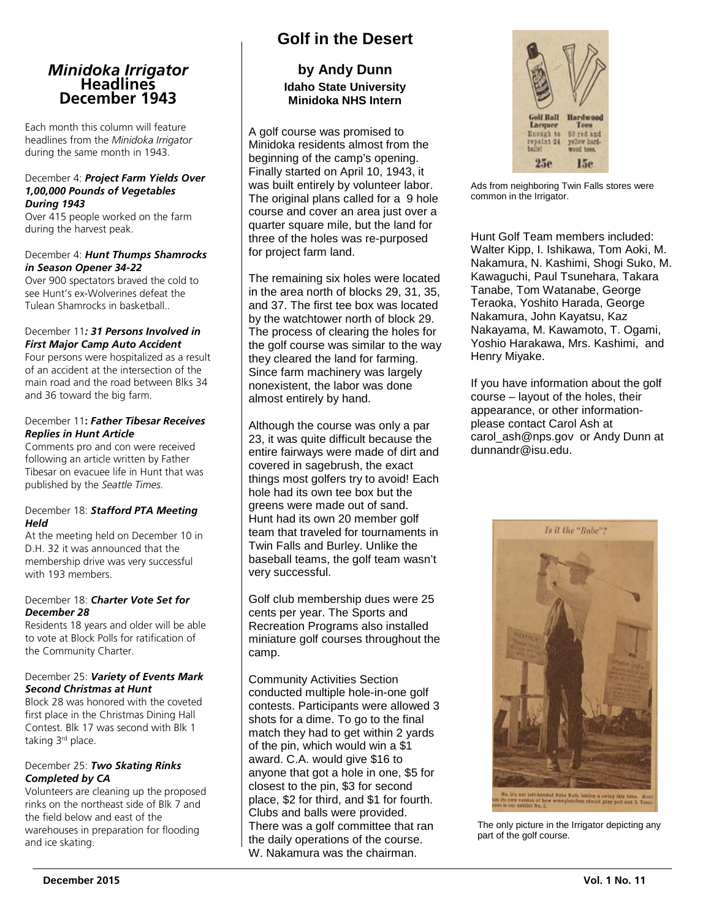## *Minidoka Irrigator* Headlines December 1943

Each month this column will feature headlines from the *Minidoka Irrigator* during the same month in 1943.

December 4: ***Project Farm Yields Over 1,00,000 Pounds of Vegetables During 1943***
Over 415 people worked on the farm during the harvest peak.

December 4: ***Hunt Thumps Shamrocks in Season Opener 34-22***
Over 900 spectators braved the cold to see Hunt's ex-Wolverines defeat the Tulean Shamrocks in basketball..

December 11***: 31 Persons Involved in First Major Camp Auto Accident***
Four persons were hospitalized as a result of an accident at the intersection of the main road and the road between Blks 34 and 36 toward the big farm.

December 11**: *Father Tibesar Receives Replies in Hunt Article***
Comments pro and con were received following an article written by Father Tibesar on evacuee life in Hunt that was published by the *Seattle Times.*

December 18: ***Stafford PTA Meeting Held***
At the meeting held on December 10 in D.H. 32 it was announced that the membership drive was very successful with 193 members.

December 18: ***Charter Vote Set for December 28***
Residents 18 years and older will be able to vote at Block Polls for ratification of the Community Charter.

December 25: ***Variety of Events Mark Second Christmas at Hunt***
Block 28 was honored with the coveted first place in the Christmas Dining Hall Contest. Blk 17 was second with Blk 1 taking 3rd place.

December 25: ***Two Skating Rinks Completed by CA***
Volunteers are cleaning up the proposed rinks on the northeast side of Blk 7 and the field below and east of the warehouses in preparation for flooding and ice skating.

# Golf in the Desert

### by Andy Dunn
**Idaho State University**
**Minidoka NHS Intern**

A golf course was promised to Minidoka residents almost from the beginning of the camp's opening. Finally started on April 10, 1943, it was built entirely by volunteer labor. The original plans called for a 9 hole course and cover an area just over a quarter square mile, but the land for three of the holes was re-purposed for project farm land.

The remaining six holes were located in the area north of blocks 29, 31, 35, and 37. The first tee box was located by the watchtower north of block 29. The process of clearing the holes for the golf course was similar to the way they cleared the land for farming. Since farm machinery was largely nonexistent, the labor was done almost entirely by hand.

Although the course was only a par 23, it was quite difficult because the entire fairways were made of dirt and covered in sagebrush, the exact things most golfers try to avoid! Each hole had its own tee box but the greens were made out of sand. Hunt had its own 20 member golf team that traveled for tournaments in Twin Falls and Burley. Unlike the baseball teams, the golf team wasn't very successful.

Golf club membership dues were 25 cents per year. The Sports and Recreation Programs also installed miniature golf courses throughout the camp.

Community Activities Section conducted multiple hole-in-one golf contests. Participants were allowed 3 shots for a dime. To go to the final match they had to get within 2 yards of the pin, which would win a $1 award. C.A. would give $16 to anyone that got a hole in one, $5 for closest to the pin, $3 for second place, $2 for third, and $1 for fourth. Clubs and balls were provided. There was a golf committee that ran the daily operations of the course. W. Nakamura was the chairman.

Golf Ball Lacquer — Enough to repaint 24 balls! — 25c
Hardwood Tees — 50 red and yellow hardwood tees. — 15c

Ads from neighboring Twin Falls stores were common in the Irrigator.

Hunt Golf Team members included: Walter Kipp, I. Ishikawa, Tom Aoki, M. Nakamura, N. Kashimi, Shogi Suko, M. Kawaguchi, Paul Tsunehara, Takara Tanabe, Tom Watanabe, George Teraoka, Yoshito Harada, George Nakamura, John Kayatsu, Kaz Nakayama, M. Kawamoto, T. Ogami, Yoshio Harakawa, Mrs. Kashimi, and Henry Miyake.

If you have information about the golf course – layout of the holes, their appearance, or other information- please contact Carol Ash at carol_ash@nps.gov or Andy Dunn at dunnandr@isu.edu.

*Is it the "Babe"?*

No, it's not left-handed Babe Ruth taking a swing this time. Hunt has its own version of how wronghanders should play golf and S. Tomiyasu is our exhibit No. 1.

The only picture in the Irrigator depicting any part of the golf course.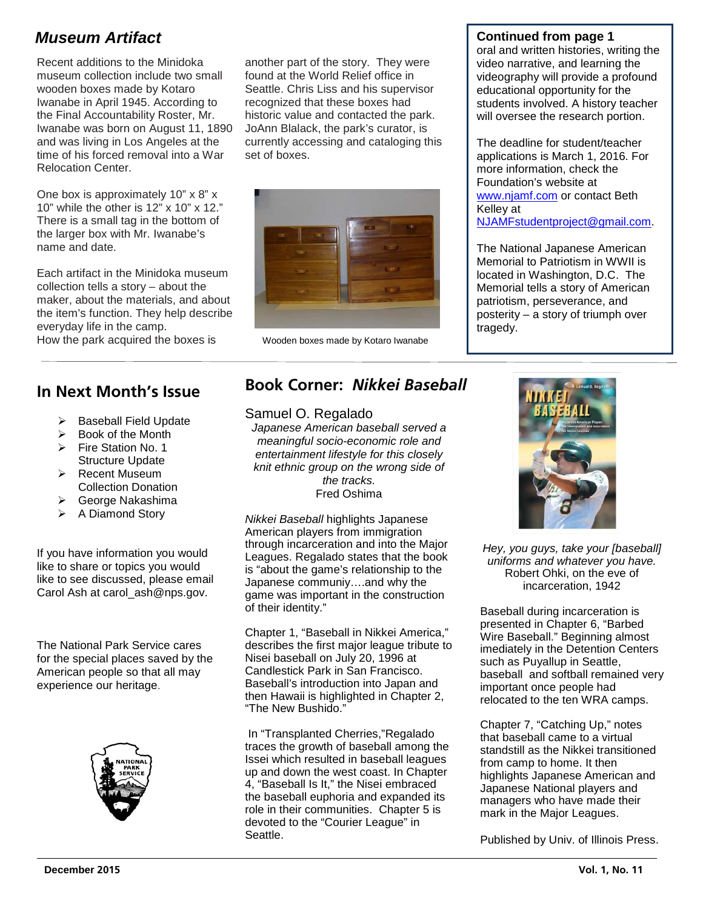## *Museum Artifact*

Recent additions to the Minidoka museum collection include two small wooden boxes made by Kotaro Iwanabe in April 1945. According to the Final Accountability Roster, Mr. Iwanabe was born on August 11, 1890 and was living in Los Angeles at the time of his forced removal into a War Relocation Center.

One box is approximately 10" x 8" x 10" while the other is 12" x 10" x 12." There is a small tag in the bottom of the larger box with Mr. Iwanabe's name and date.

Each artifact in the Minidoka museum collection tells a story – about the maker, about the materials, and about the item's function. They help describe everyday life in the camp. How the park acquired the boxes is another part of the story. They were found at the World Relief office in Seattle. Chris Liss and his supervisor recognized that these boxes had historic value and contacted the park. JoAnn Blalack, the park's curator, is currently accessing and cataloging this set of boxes.

Wooden boxes made by Kotaro Iwanabe

**Continued from page 1**
oral and written histories, writing the video narrative, and learning the videography will provide a profound educational opportunity for the students involved. A history teacher will oversee the research portion.

The deadline for student/teacher applications is March 1, 2016. For more information, check the Foundation's website at www.njamf.com or contact Beth Kelley at NJAMFstudentproject@gmail.com.

The National Japanese American Memorial to Patriotism in WWII is located in Washington, D.C. The Memorial tells a story of American patriotism, perseverance, and posterity – a story of triumph over tragedy.

## In Next Month's Issue

- Baseball Field Update
- Book of the Month
- Fire Station No. 1 Structure Update
- Recent Museum Collection Donation
- George Nakashima
- A Diamond Story

If you have information you would like to share or topics you would like to see discussed, please email Carol Ash at carol_ash@nps.gov.

The National Park Service cares for the special places saved by the American people so that all may experience our heritage.

## Book Corner: *Nikkei Baseball*

Samuel O. Regalado

*Japanese American baseball served a meaningful socio-economic role and entertainment lifestyle for this closely knit ethnic group on the wrong side of the tracks.*
Fred Oshima

*Nikkei Baseball* highlights Japanese American players from immigration through incarceration and into the Major Leagues. Regalado states that the book is "about the game's relationship to the Japanese communiy….and why the game was important in the construction of their identity."

Chapter 1, "Baseball in Nikkei America," describes the first major league tribute to Nisei baseball on July 20, 1996 at Candlestick Park in San Francisco. Baseball's introduction into Japan and then Hawaii is highlighted in Chapter 2, "The New Bushido."

In "Transplanted Cherries,"Regalado traces the growth of baseball among the Issei which resulted in baseball leagues up and down the west coast. In Chapter 4, "Baseball Is It," the Nisei embraced the baseball euphoria and expanded its role in their communities. Chapter 5 is devoted to the "Courier League" in Seattle.

*Hey, you guys, take your [baseball] uniforms and whatever you have.*
Robert Ohki, on the eve of incarceration, 1942

Baseball during incarceration is presented in Chapter 6, "Barbed Wire Baseball." Beginning almost imediately in the Detention Centers such as Puyallup in Seattle, baseball and softball remained very important once people had relocated to the ten WRA camps.

Chapter 7, "Catching Up," notes that baseball came to a virtual standstill as the Nikkei transitioned from camp to home. It then highlights Japanese American and Japanese National players and managers who have made their mark in the Major Leagues.

Published by Univ. of Illinois Press.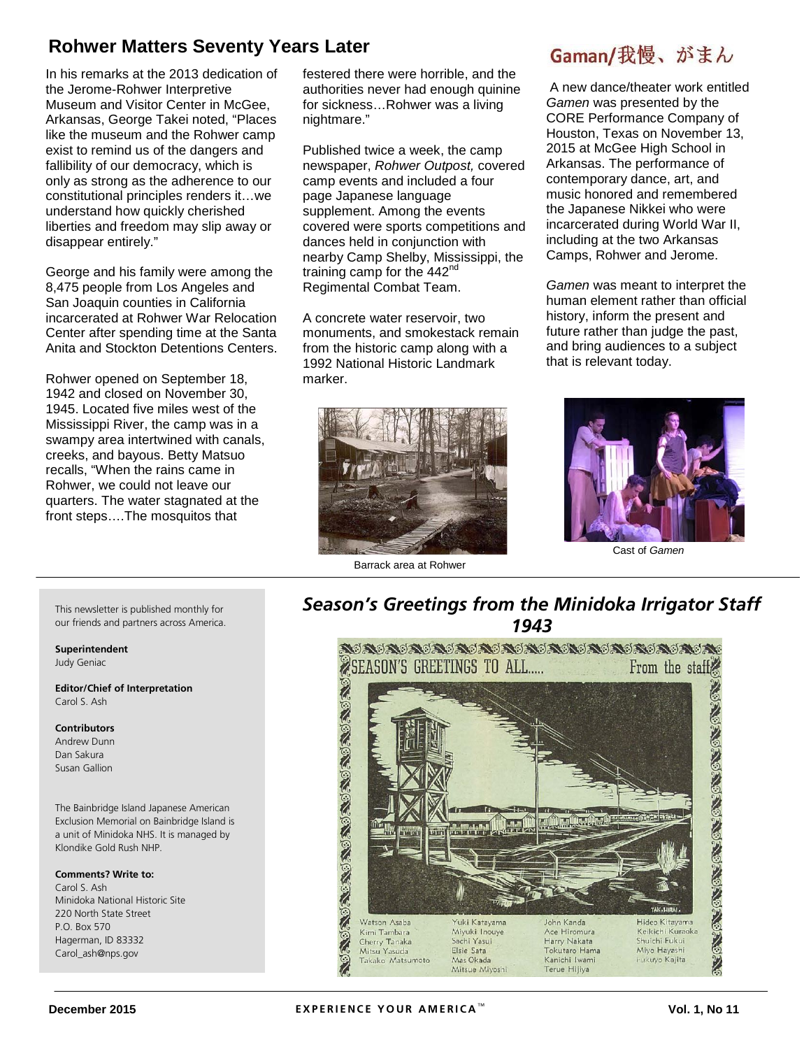## Rohwer Matters Seventy Years Later

In his remarks at the 2013 dedication of the Jerome-Rohwer Interpretive Museum and Visitor Center in McGee, Arkansas, George Takei noted, "Places like the museum and the Rohwer camp exist to remind us of the dangers and fallibility of our democracy, which is only as strong as the adherence to our constitutional principles renders it…we understand how quickly cherished liberties and freedom may slip away or disappear entirely."

George and his family were among the 8,475 people from Los Angeles and San Joaquin counties in California incarcerated at Rohwer War Relocation Center after spending time at the Santa Anita and Stockton Detentions Centers.

Rohwer opened on September 18, 1942 and closed on November 30, 1945. Located five miles west of the Mississippi River, the camp was in a swampy area intertwined with canals, creeks, and bayous. Betty Matsuo recalls, "When the rains came in Rohwer, we could not leave our quarters. The water stagnated at the front steps….The mosquitos that festered there were horrible, and the authorities never had enough quinine for sickness…Rohwer was a living nightmare."

Published twice a week, the camp newspaper, *Rohwer Outpost,* covered camp events and included a four page Japanese language supplement. Among the events covered were sports competitions and dances held in conjunction with nearby Camp Shelby, Mississippi, the training camp for the 442nd Regimental Combat Team.

A concrete water reservoir, two monuments, and smokestack remain from the historic camp along with a 1992 National Historic Landmark marker.

Barrack area at Rohwer

## Gaman/我慢、がまん

A new dance/theater work entitled *Gamen* was presented by the CORE Performance Company of Houston, Texas on November 13, 2015 at McGee High School in Arkansas. The performance of contemporary dance, art, and music honored and remembered the Japanese Nikkei who were incarcerated during World War II, including at the two Arkansas Camps, Rohwer and Jerome.

*Gamen* was meant to interpret the human element rather than official history, inform the present and future rather than judge the past, and bring audiences to a subject that is relevant today.

Cast of *Gamen*

## *Season's Greetings from the Minidoka Irrigator Staff 1943*

SEASON'S GREETINGS TO ALL….. From the staff

TAK HIRAI

Watson Asaba, Kimi Tambara, Cherry Tanaka, Mitsu Yasuda, Takako Matsumoto, Yuki Katayama, Miyuki Inouye, Sachi Yasui, Elsie Sata, Mas Okada, Mitsue Miyoshi, John Kanda, Ace Hiromura, Harry Nakata, Tokutaro Hama, Kanichi Iwami, Terue Hijiya, Hideo Kitayama, Keikichi Kuraoka, Shuichi Fukui, Miyo Hayashi, Fukuyo Kajita

This newsletter is published monthly for our friends and partners across America.

**Superintendent**
Judy Geniac

**Editor/Chief of Interpretation**
Carol S. Ash

**Contributors**
Andrew Dunn
Dan Sakura
Susan Gallion

The Bainbridge Island Japanese American Exclusion Memorial on Bainbridge Island is a unit of Minidoka NHS. It is managed by Klondike Gold Rush NHP.

**Comments? Write to:**
Carol S. Ash
Minidoka National Historic Site
220 North State Street
P.O. Box 570
Hagerman, ID 83332
Carol_ash@nps.gov